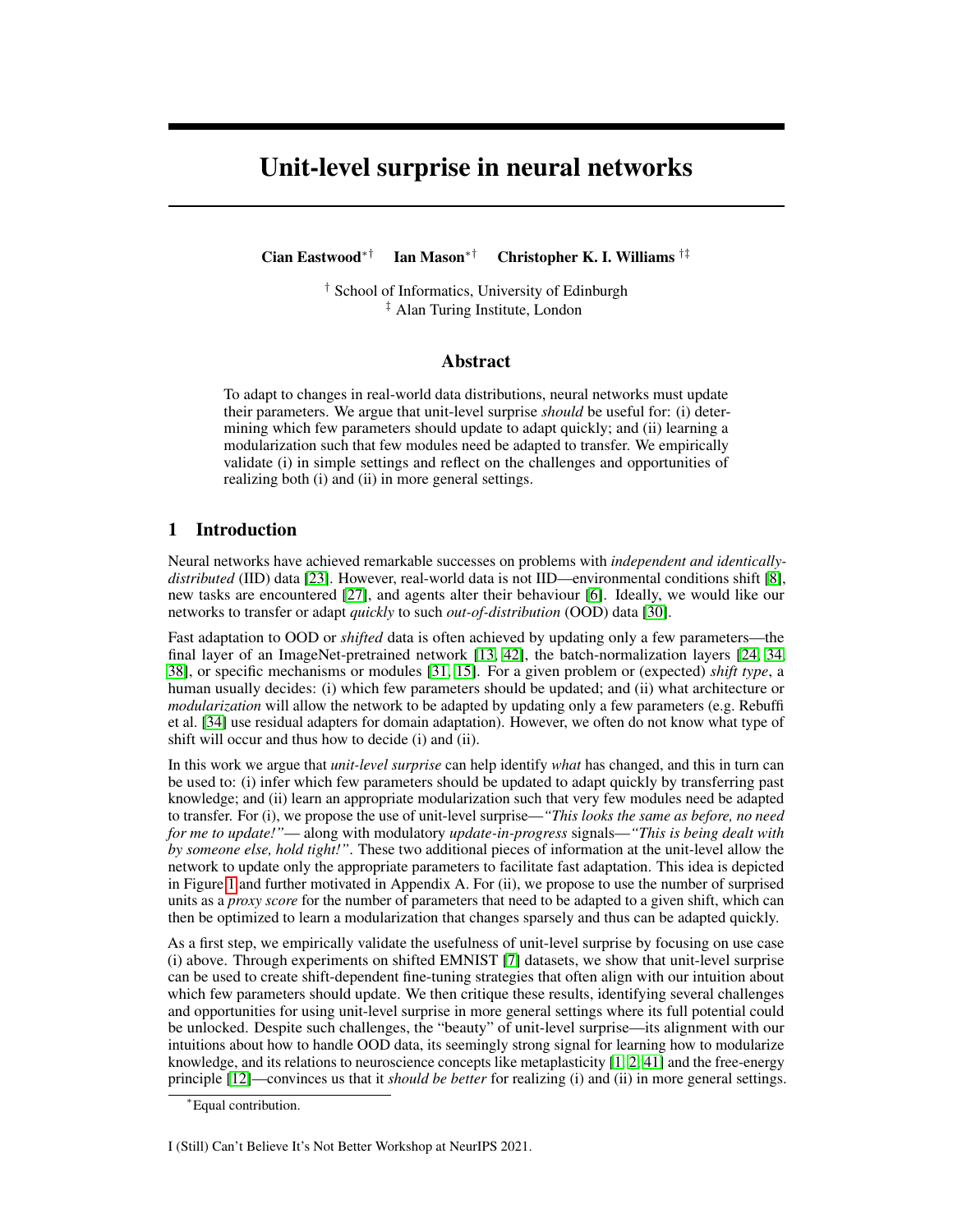# Unit-level surprise in neural networks

**Cian Eastwood**[*†] **Ian Mason**[*†] **Christopher K. I. Williams**[†‡]

[†] School of Informatics, University of Edinburgh
[‡] Alan Turing Institute, London

## Abstract

To adapt to changes in real-world data distributions, neural networks must update their parameters. We argue that unit-level surprise *should* be useful for: (i) determining which few parameters should update to adapt quickly; and (ii) learning a modularization such that few modules need be adapted to transfer. We empirically validate (i) in simple settings and reflect on the challenges and opportunities of realizing both (i) and (ii) in more general settings.

## 1 Introduction

Neural networks have achieved remarkable successes on problems with *independent and identically-distributed* (IID) data [23]. However, real-world data is not IID—environmental conditions shift [8], new tasks are encountered [27], and agents alter their behaviour [6]. Ideally, we would like our networks to transfer or adapt *quickly* to such *out-of-distribution* (OOD) data [30].

Fast adaptation to OOD or *shifted* data is often achieved by updating only a few parameters—the final layer of an ImageNet-pretrained network [13, 42], the batch-normalization layers [24, 34, 38], or specific mechanisms or modules [31, 15]. For a given problem or (expected) *shift type*, a human usually decides: (i) which few parameters should be updated; and (ii) what architecture or *modularization* will allow the network to be adapted by updating only a few parameters (e.g. Rebuffi et al. [34] use residual adapters for domain adaptation). However, we often do not know what type of shift will occur and thus how to decide (i) and (ii).

In this work we argue that *unit-level surprise* can help identify *what* has changed, and this in turn can be used to: (i) infer which few parameters should be updated to adapt quickly by transferring past knowledge; and (ii) learn an appropriate modularization such that very few modules need be adapted to transfer. For (i), we propose the use of unit-level surprise—*"This looks the same as before, no need for me to update!"*— along with modulatory *update-in-progress* signals—*"This is being dealt with by someone else, hold tight!"*. These two additional pieces of information at the unit-level allow the network to update only the appropriate parameters to facilitate fast adaptation. This idea is depicted in Figure 1 and further motivated in Appendix A. For (ii), we propose to use the number of surprised units as a *proxy score* for the number of parameters that need to be adapted to a given shift, which can then be optimized to learn a modularization that changes sparsely and thus can be adapted quickly.

As a first step, we empirically validate the usefulness of unit-level surprise by focusing on use case (i) above. Through experiments on shifted EMNIST [7] datasets, we show that unit-level surprise can be used to create shift-dependent fine-tuning strategies that often align with our intuition about which few parameters should update. We then critique these results, identifying several challenges and opportunities for using unit-level surprise in more general settings where its full potential could be unlocked. Despite such challenges, the "beauty" of unit-level surprise—its alignment with our intuitions about how to handle OOD data, its seemingly strong signal for learning how to modularize knowledge, and its relations to neuroscience concepts like metaplasticity [1, 2, 41] and the free-energy principle [12]—convinces us that it *should be better* for realizing (i) and (ii) in more general settings.

[*] Equal contribution.

I (Still) Can't Believe It's Not Better Workshop at NeurIPS 2021.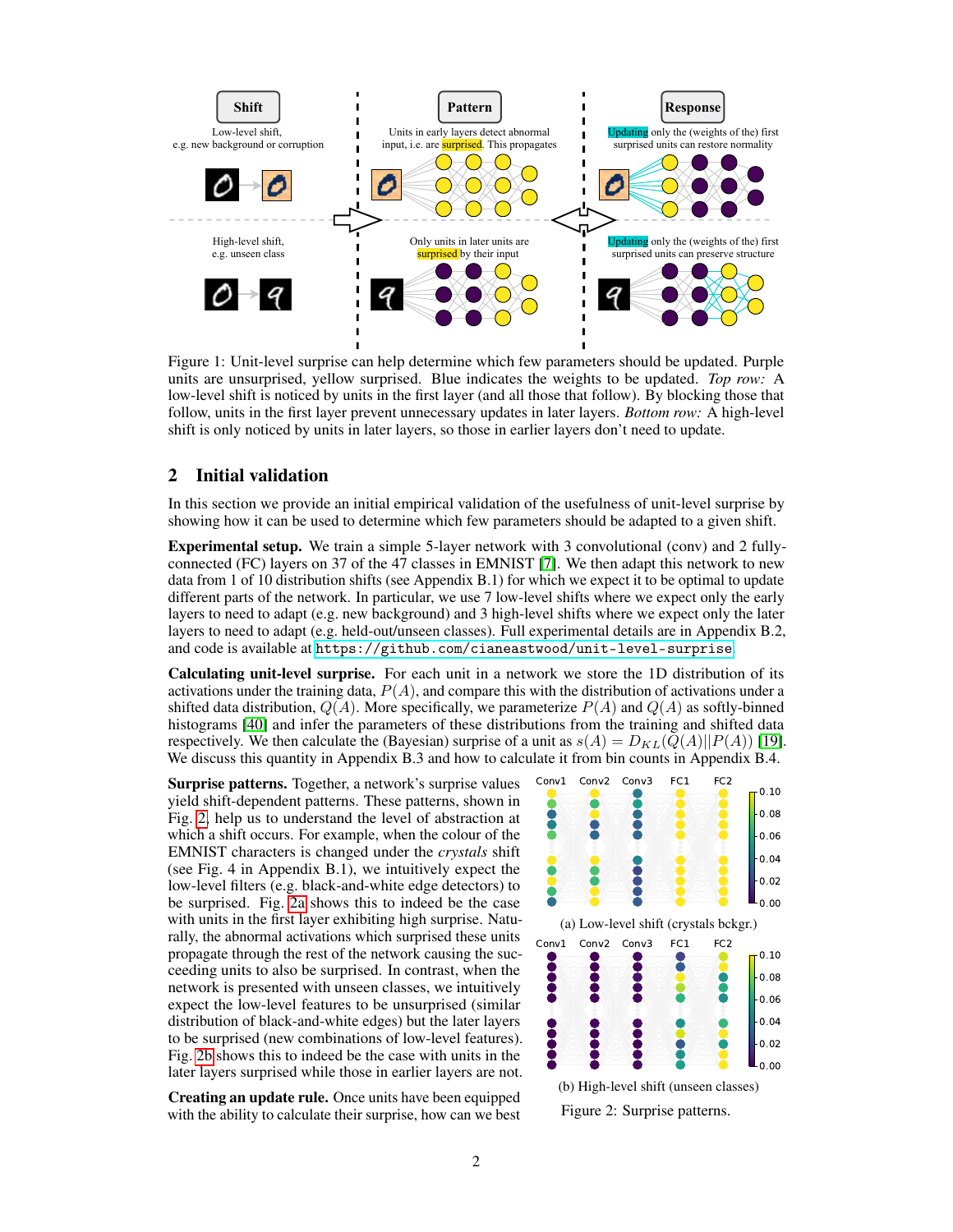Figure 1: Unit-level surprise can help determine which few parameters should be updated. Purple units are unsurprised, yellow surprised. Blue indicates the weights to be updated. *Top row:* A low-level shift is noticed by units in the first layer (and all those that follow). By blocking those that follow, units in the first layer prevent unnecessary updates in later layers. *Bottom row:* A high-level shift is only noticed by units in later layers, so those in earlier layers don't need to update.

## 2 Initial validation

In this section we provide an initial empirical validation of the usefulness of unit-level surprise by showing how it can be used to determine which few parameters should be adapted to a given shift.

**Experimental setup.** We train a simple 5-layer network with 3 convolutional (conv) and 2 fully-connected (FC) layers on 37 of the 47 classes in EMNIST [7]. We then adapt this network to new data from 1 of 10 distribution shifts (see Appendix B.1) for which we expect it to be optimal to update different parts of the network. In particular, we use 7 low-level shifts where we expect only the early layers to need to adapt (e.g. new background) and 3 high-level shifts where we expect only the later layers to need to adapt (e.g. held-out/unseen classes). Full experimental details are in Appendix B.2, and code is available at https://github.com/cianeastwood/unit-level-surprise.

**Calculating unit-level surprise.** For each unit in a network we store the 1D distribution of its activations under the training data, $P(A)$, and compare this with the distribution of activations under a shifted data distribution, $Q(A)$. More specifically, we parameterize $P(A)$ and $Q(A)$ as softly-binned histograms [40] and infer the parameters of these distributions from the training and shifted data respectively. We then calculate the (Bayesian) surprise of a unit as $s(A) = D_{KL}(Q(A)||P(A))$ [19]. We discuss this quantity in Appendix B.3 and how to calculate it from bin counts in Appendix B.4.

**Surprise patterns.** Together, a network's surprise values yield shift-dependent patterns. These patterns, shown in Fig. 2, help us to understand the level of abstraction at which a shift occurs. For example, when the colour of the EMNIST characters is changed under the *crystals* shift (see Fig. 4 in Appendix B.1), we intuitively expect the low-level filters (e.g. black-and-white edge detectors) to be surprised. Fig. 2a shows this to indeed be the case with units in the first layer exhibiting high surprise. Naturally, the abnormal activations which surprised these units propagate through the rest of the network causing the succeeding units to also be surprised. In contrast, when the network is presented with unseen classes, we intuitively expect the low-level features to be unsurprised (similar distribution of black-and-white edges) but the later layers to be surprised (new combinations of low-level features). Fig. 2b shows this to indeed be the case with units in the later layers surprised while those in earlier layers are not.

(a) Low-level shift (crystals bckgr.)

(b) High-level shift (unseen classes)

Figure 2: Surprise patterns.

**Creating an update rule.** Once units have been equipped with the ability to calculate their surprise, how can we best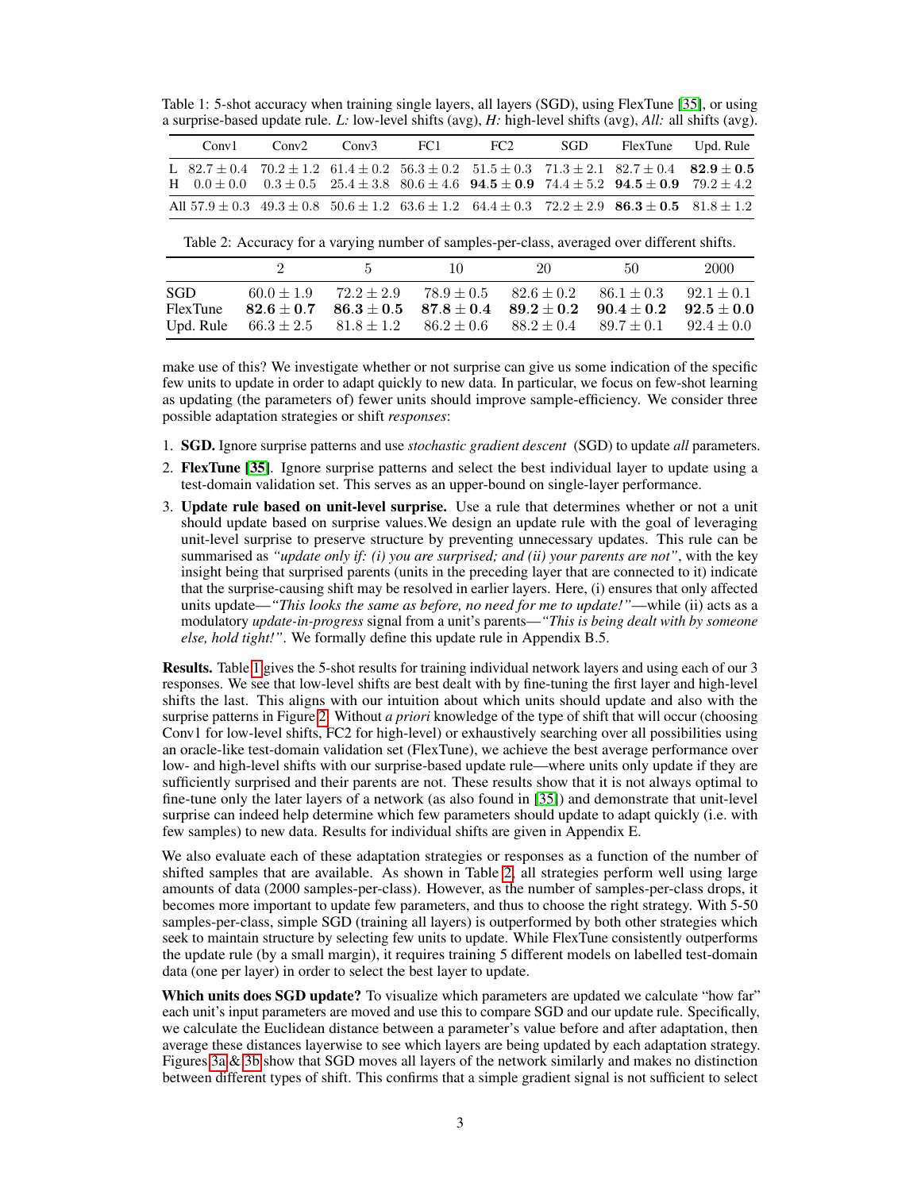Table 1: 5-shot accuracy when training single layers, all layers (SGD), using FlexTune [35], or using a surprise-based update rule. *L:* low-level shifts (avg), *H:* high-level shifts (avg), *All:* all shifts (avg).

| | Conv1 | Conv2 | Conv3 | FC1 | FC2 | SGD | FlexTune | Upd. Rule |
|---|---|---|---|---|---|---|---|---|
| L | $82.7 \pm 0.4$ | $70.2 \pm 1.2$ | $61.4 \pm 0.2$ | $56.3 \pm 0.2$ | $51.5 \pm 0.3$ | $71.3 \pm 2.1$ | $82.7 \pm 0.4$ | $\mathbf{82.9 \pm 0.5}$ |
| H | $0.0 \pm 0.0$ | $0.3 \pm 0.5$ | $25.4 \pm 3.8$ | $80.6 \pm 4.6$ | $\mathbf{94.5 \pm 0.9}$ | $74.4 \pm 5.2$ | $\mathbf{94.5 \pm 0.9}$ | $79.2 \pm 4.2$ |
| All | $57.9 \pm 0.3$ | $49.3 \pm 0.8$ | $50.6 \pm 1.2$ | $63.6 \pm 1.2$ | $64.4 \pm 0.3$ | $72.2 \pm 2.9$ | $\mathbf{86.3 \pm 0.5}$ | $81.8 \pm 1.2$ |

Table 2: Accuracy for a varying number of samples-per-class, averaged over different shifts.

| | 2 | 5 | 10 | 20 | 50 | 2000 |
|---|---|---|---|---|---|---|
| SGD | $60.0 \pm 1.9$ | $72.2 \pm 2.9$ | $78.9 \pm 0.5$ | $82.6 \pm 0.2$ | $86.1 \pm 0.3$ | $92.1 \pm 0.1$ |
| FlexTune | $\mathbf{82.6 \pm 0.7}$ | $\mathbf{86.3 \pm 0.5}$ | $\mathbf{87.8 \pm 0.4}$ | $\mathbf{89.2 \pm 0.2}$ | $\mathbf{90.4 \pm 0.2}$ | $\mathbf{92.5 \pm 0.0}$ |
| Upd. Rule | $66.3 \pm 2.5$ | $81.8 \pm 1.2$ | $86.2 \pm 0.6$ | $88.2 \pm 0.4$ | $89.7 \pm 0.1$ | $92.4 \pm 0.0$ |

make use of this? We investigate whether or not surprise can give us some indication of the specific few units to update in order to adapt quickly to new data. In particular, we focus on few-shot learning as updating (the parameters of) fewer units should improve sample-efficiency. We consider three possible adaptation strategies or shift *responses*:

1. **SGD.** Ignore surprise patterns and use *stochastic gradient descent* (SGD) to update *all* parameters.
2. **FlexTune [35].** Ignore surprise patterns and select the best individual layer to update using a test-domain validation set. This serves as an upper-bound on single-layer performance.
3. **Update rule based on unit-level surprise.** Use a rule that determines whether or not a unit should update based on surprise values.We design an update rule with the goal of leveraging unit-level surprise to preserve structure by preventing unnecessary updates. This rule can be summarised as *"update only if: (i) you are surprised; and (ii) your parents are not"*, with the key insight being that surprised parents (units in the preceding layer that are connected to it) indicate that the surprise-causing shift may be resolved in earlier layers. Here, (i) ensures that only affected units update—*"This looks the same as before, no need for me to update!"*—while (ii) acts as a modulatory *update-in-progress* signal from a unit's parents—*"This is being dealt with by someone else, hold tight!"*. We formally define this update rule in Appendix B.5.

**Results.** Table 1 gives the 5-shot results for training individual network layers and using each of our 3 responses. We see that low-level shifts are best dealt with by fine-tuning the first layer and high-level shifts the last. This aligns with our intuition about which units should update and also with the surprise patterns in Figure 2. Without *a priori* knowledge of the type of shift that will occur (choosing Conv1 for low-level shifts, FC2 for high-level) or exhaustively searching over all possibilities using an oracle-like test-domain validation set (FlexTune), we achieve the best average performance over low- and high-level shifts with our surprise-based update rule—where units only update if they are sufficiently surprised and their parents are not. These results show that it is not always optimal to fine-tune only the later layers of a network (as also found in [35]) and demonstrate that unit-level surprise can indeed help determine which few parameters should update to adapt quickly (i.e. with few samples) to new data. Results for individual shifts are given in Appendix E.

We also evaluate each of these adaptation strategies or responses as a function of the number of shifted samples that are available. As shown in Table 2, all strategies perform well using large amounts of data (2000 samples-per-class). However, as the number of samples-per-class drops, it becomes more important to update few parameters, and thus to choose the right strategy. With 5-50 samples-per-class, simple SGD (training all layers) is outperformed by both other strategies which seek to maintain structure by selecting few units to update. While FlexTune consistently outperforms the update rule (by a small margin), it requires training 5 different models on labelled test-domain data (one per layer) in order to select the best layer to update.

**Which units does SGD update?** To visualize which parameters are updated we calculate "how far" each unit's input parameters are moved and use this to compare SGD and our update rule. Specifically, we calculate the Euclidean distance between a parameter's value before and after adaptation, then average these distances layerwise to see which layers are being updated by each adaptation strategy. Figures 3a & 3b show that SGD moves all layers of the network similarly and makes no distinction between different types of shift. This confirms that a simple gradient signal is not sufficient to select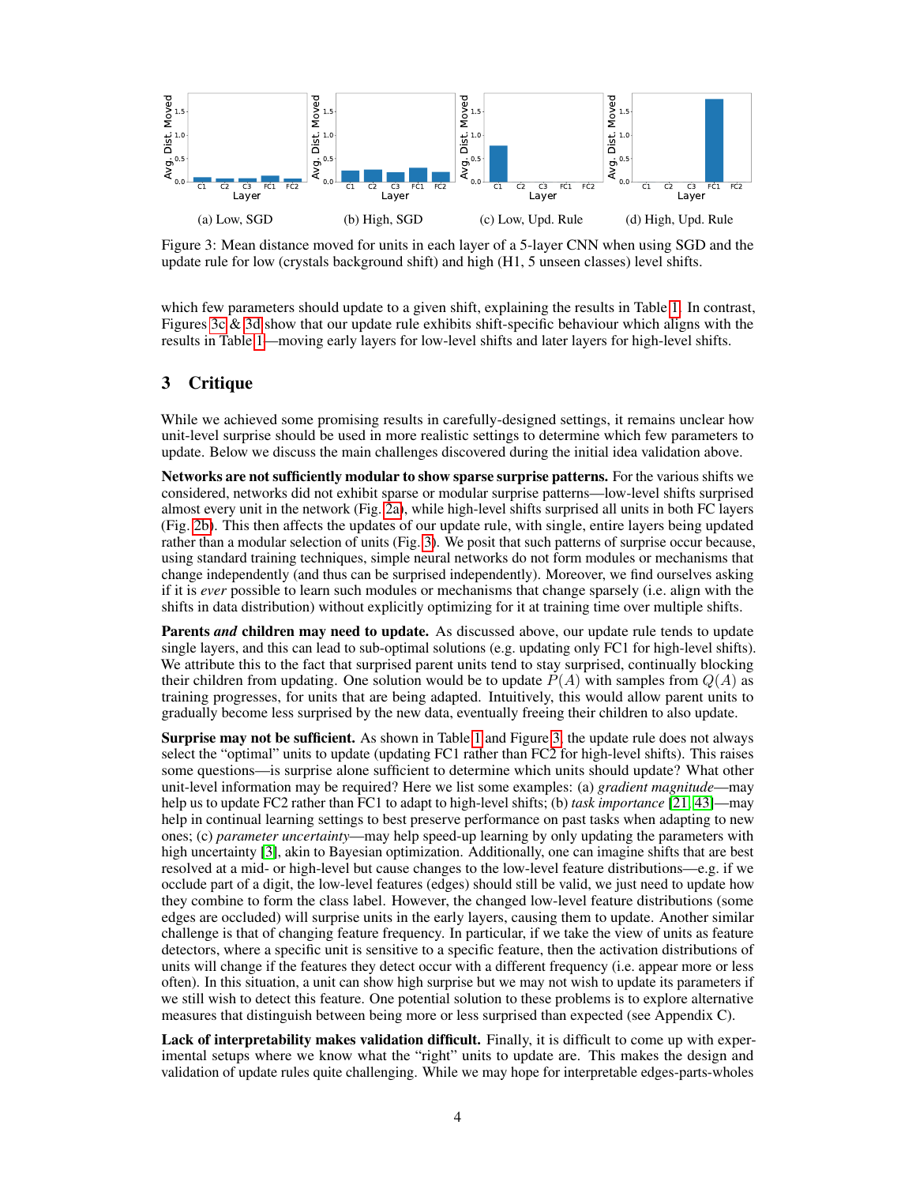(a) Low, SGD (b) High, SGD (c) Low, Upd. Rule (d) High, Upd. Rule

Figure 3: Mean distance moved for units in each layer of a 5-layer CNN when using SGD and the update rule for low (crystals background shift) and high (H1, 5 unseen classes) level shifts.

which few parameters should update to a given shift, explaining the results in Table 1. In contrast, Figures 3c & 3d show that our update rule exhibits shift-specific behaviour which aligns with the results in Table 1—moving early layers for low-level shifts and later layers for high-level shifts.

## 3 Critique

While we achieved some promising results in carefully-designed settings, it remains unclear how unit-level surprise should be used in more realistic settings to determine which few parameters to update. Below we discuss the main challenges discovered during the initial idea validation above.

**Networks are not sufficiently modular to show sparse surprise patterns.** For the various shifts we considered, networks did not exhibit sparse or modular surprise patterns—low-level shifts surprised almost every unit in the network (Fig. 2a), while high-level shifts surprised all units in both FC layers (Fig. 2b). This then affects the updates of our update rule, with single, entire layers being updated rather than a modular selection of units (Fig. 3). We posit that such patterns of surprise occur because, using standard training techniques, simple neural networks do not form modules or mechanisms that change independently (and thus can be surprised independently). Moreover, we find ourselves asking if it is *ever* possible to learn such modules or mechanisms that change sparsely (i.e. align with the shifts in data distribution) without explicitly optimizing for it at training time over multiple shifts.

**Parents *and* children may need to update.** As discussed above, our update rule tends to update single layers, and this can lead to sub-optimal solutions (e.g. updating only FC1 for high-level shifts). We attribute this to the fact that surprised parent units tend to stay surprised, continually blocking their children from updating. One solution would be to update $P(A)$ with samples from $Q(A)$ as training progresses, for units that are being adapted. Intuitively, this would allow parent units to gradually become less surprised by the new data, eventually freeing their children to also update.

**Surprise may not be sufficient.** As shown in Table 1 and Figure 3, the update rule does not always select the "optimal" units to update (updating FC1 rather than FC2 for high-level shifts). This raises some questions—is surprise alone sufficient to determine which units should update? What other unit-level information may be required? Here we list some examples: (a) *gradient magnitude*—may help us to update FC2 rather than FC1 to adapt to high-level shifts; (b) *task importance* [21, 43]—may help in continual learning settings to best preserve performance on past tasks when adapting to new ones; (c) *parameter uncertainty*—may help speed-up learning by only updating the parameters with high uncertainty [3], akin to Bayesian optimization. Additionally, one can imagine shifts that are best resolved at a mid- or high-level but cause changes to the low-level feature distributions—e.g. if we occlude part of a digit, the low-level features (edges) should still be valid, we just need to update how they combine to form the class label. However, the changed low-level feature distributions (some edges are occluded) will surprise units in the early layers, causing them to update. Another similar challenge is that of changing feature frequency. In particular, if we take the view of units as feature detectors, where a specific unit is sensitive to a specific feature, then the activation distributions of units will change if the features they detect occur with a different frequency (i.e. appear more or less often). In this situation, a unit can show high surprise but we may not wish to update its parameters if we still wish to detect this feature. One potential solution to these problems is to explore alternative measures that distinguish between being more or less surprised than expected (see Appendix C).

**Lack of interpretability makes validation difficult.** Finally, it is difficult to come up with experimental setups where we know what the "right" units to update are. This makes the design and validation of update rules quite challenging. While we may hope for interpretable edges-parts-wholes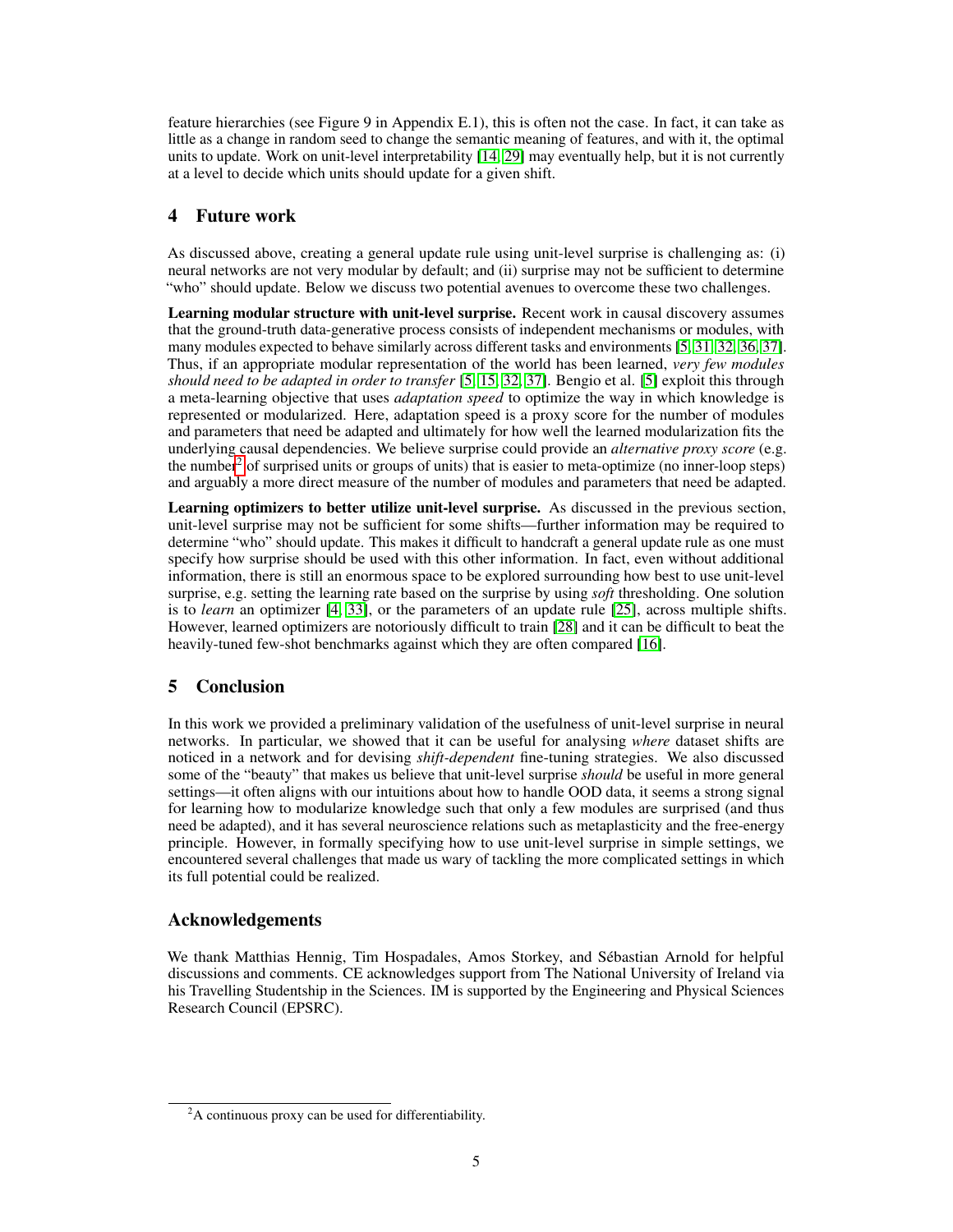feature hierarchies (see Figure 9 in Appendix E.1), this is often not the case. In fact, it can take as little as a change in random seed to change the semantic meaning of features, and with it, the optimal units to update. Work on unit-level interpretability [14, 29] may eventually help, but it is not currently at a level to decide which units should update for a given shift.

## 4 Future work

As discussed above, creating a general update rule using unit-level surprise is challenging as: (i) neural networks are not very modular by default; and (ii) surprise may not be sufficient to determine "who" should update. Below we discuss two potential avenues to overcome these two challenges.

**Learning modular structure with unit-level surprise.** Recent work in causal discovery assumes that the ground-truth data-generative process consists of independent mechanisms or modules, with many modules expected to behave similarly across different tasks and environments [5, 31, 32, 36, 37]. Thus, if an appropriate modular representation of the world has been learned, *very few modules should need to be adapted in order to transfer* [5, 15, 32, 37]. Bengio et al. [5] exploit this through a meta-learning objective that uses *adaptation speed* to optimize the way in which knowledge is represented or modularized. Here, adaptation speed is a proxy score for the number of modules and parameters that need be adapted and ultimately for how well the learned modularization fits the underlying causal dependencies. We believe surprise could provide an *alternative proxy score* (e.g. the number[2] of surprised units or groups of units) that is easier to meta-optimize (no inner-loop steps) and arguably a more direct measure of the number of modules and parameters that need be adapted.

**Learning optimizers to better utilize unit-level surprise.** As discussed in the previous section, unit-level surprise may not be sufficient for some shifts—further information may be required to determine "who" should update. This makes it difficult to handcraft a general update rule as one must specify how surprise should be used with this other information. In fact, even without additional information, there is still an enormous space to be explored surrounding how best to use unit-level surprise, e.g. setting the learning rate based on the surprise by using *soft* thresholding. One solution is to *learn* an optimizer [4, 33], or the parameters of an update rule [25], across multiple shifts. However, learned optimizers are notoriously difficult to train [28] and it can be difficult to beat the heavily-tuned few-shot benchmarks against which they are often compared [16].

## 5 Conclusion

In this work we provided a preliminary validation of the usefulness of unit-level surprise in neural networks. In particular, we showed that it can be useful for analysing *where* dataset shifts are noticed in a network and for devising *shift-dependent* fine-tuning strategies. We also discussed some of the "beauty" that makes us believe that unit-level surprise *should* be useful in more general settings—it often aligns with our intuitions about how to handle OOD data, it seems a strong signal for learning how to modularize knowledge such that only a few modules are surprised (and thus need be adapted), and it has several neuroscience relations such as metaplasticity and the free-energy principle. However, in formally specifying how to use unit-level surprise in simple settings, we encountered several challenges that made us wary of tackling the more complicated settings in which its full potential could be realized.

## Acknowledgements

We thank Matthias Hennig, Tim Hospadales, Amos Storkey, and Sébastian Arnold for helpful discussions and comments. CE acknowledges support from The National University of Ireland via his Travelling Studentship in the Sciences. IM is supported by the Engineering and Physical Sciences Research Council (EPSRC).

[2] A continuous proxy can be used for differentiability.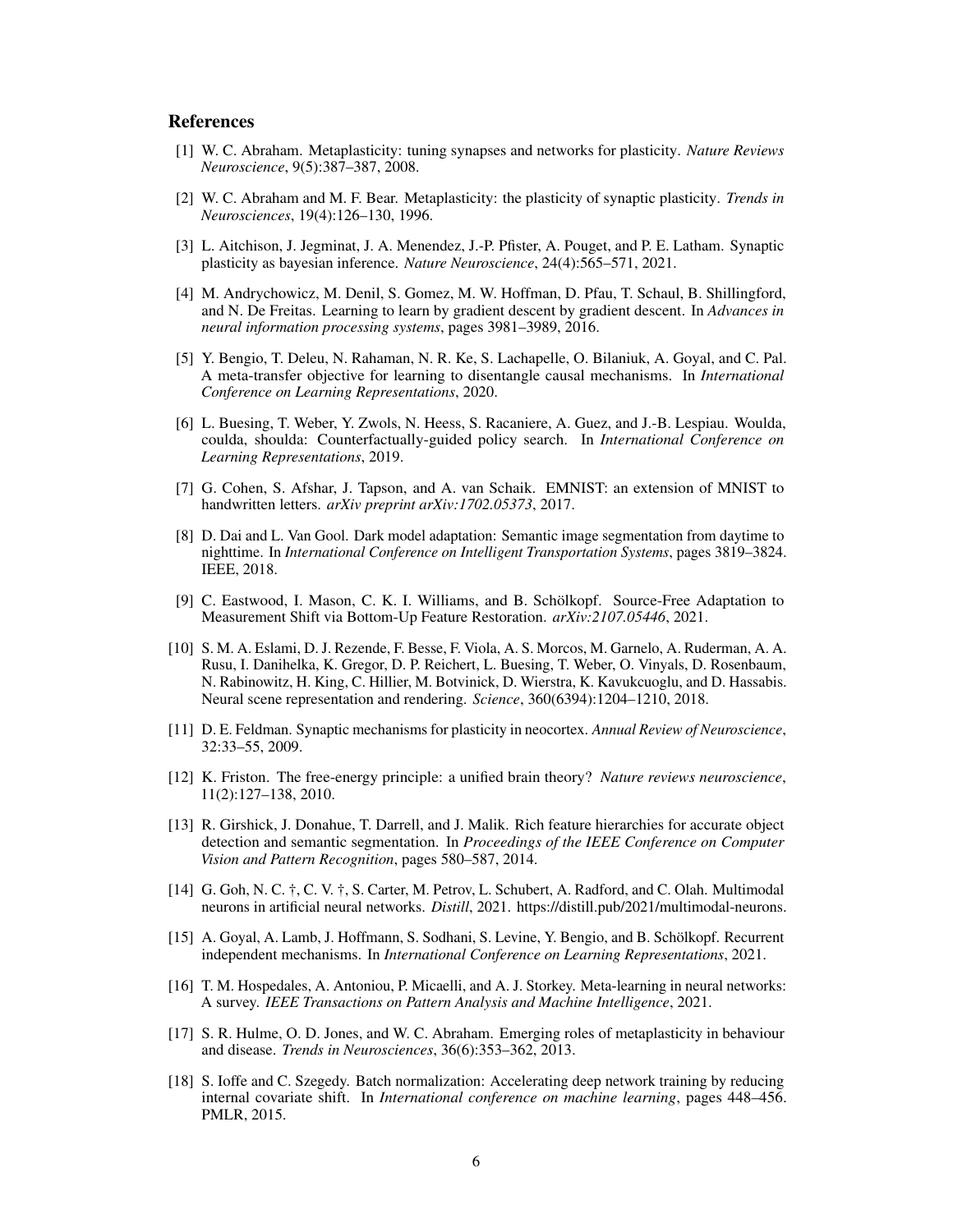## References

[1] W. C. Abraham. Metaplasticity: tuning synapses and networks for plasticity. *Nature Reviews Neuroscience*, 9(5):387–387, 2008.

[2] W. C. Abraham and M. F. Bear. Metaplasticity: the plasticity of synaptic plasticity. *Trends in Neurosciences*, 19(4):126–130, 1996.

[3] L. Aitchison, J. Jegminat, J. A. Menendez, J.-P. Pfister, A. Pouget, and P. E. Latham. Synaptic plasticity as bayesian inference. *Nature Neuroscience*, 24(4):565–571, 2021.

[4] M. Andrychowicz, M. Denil, S. Gomez, M. W. Hoffman, D. Pfau, T. Schaul, B. Shillingford, and N. De Freitas. Learning to learn by gradient descent by gradient descent. In *Advances in neural information processing systems*, pages 3981–3989, 2016.

[5] Y. Bengio, T. Deleu, N. Rahaman, N. R. Ke, S. Lachapelle, O. Bilaniuk, A. Goyal, and C. Pal. A meta-transfer objective for learning to disentangle causal mechanisms. In *International Conference on Learning Representations*, 2020.

[6] L. Buesing, T. Weber, Y. Zwols, N. Heess, S. Racaniere, A. Guez, and J.-B. Lespiau. Woulda, coulda, shoulda: Counterfactually-guided policy search. In *International Conference on Learning Representations*, 2019.

[7] G. Cohen, S. Afshar, J. Tapson, and A. van Schaik. EMNIST: an extension of MNIST to handwritten letters. *arXiv preprint arXiv:1702.05373*, 2017.

[8] D. Dai and L. Van Gool. Dark model adaptation: Semantic image segmentation from daytime to nighttime. In *International Conference on Intelligent Transportation Systems*, pages 3819–3824. IEEE, 2018.

[9] C. Eastwood, I. Mason, C. K. I. Williams, and B. Schölkopf. Source-Free Adaptation to Measurement Shift via Bottom-Up Feature Restoration. *arXiv:2107.05446*, 2021.

[10] S. M. A. Eslami, D. J. Rezende, F. Besse, F. Viola, A. S. Morcos, M. Garnelo, A. Ruderman, A. A. Rusu, I. Danihelka, K. Gregor, D. P. Reichert, L. Buesing, T. Weber, O. Vinyals, D. Rosenbaum, N. Rabinowitz, H. King, C. Hillier, M. Botvinick, D. Wierstra, K. Kavukcuoglu, and D. Hassabis. Neural scene representation and rendering. *Science*, 360(6394):1204–1210, 2018.

[11] D. E. Feldman. Synaptic mechanisms for plasticity in neocortex. *Annual Review of Neuroscience*, 32:33–55, 2009.

[12] K. Friston. The free-energy principle: a unified brain theory? *Nature reviews neuroscience*, 11(2):127–138, 2010.

[13] R. Girshick, J. Donahue, T. Darrell, and J. Malik. Rich feature hierarchies for accurate object detection and semantic segmentation. In *Proceedings of the IEEE Conference on Computer Vision and Pattern Recognition*, pages 580–587, 2014.

[14] G. Goh, N. C. †, C. V. †, S. Carter, M. Petrov, L. Schubert, A. Radford, and C. Olah. Multimodal neurons in artificial neural networks. *Distill*, 2021. https://distill.pub/2021/multimodal-neurons.

[15] A. Goyal, A. Lamb, J. Hoffmann, S. Sodhani, S. Levine, Y. Bengio, and B. Schölkopf. Recurrent independent mechanisms. In *International Conference on Learning Representations*, 2021.

[16] T. M. Hospedales, A. Antoniou, P. Micaelli, and A. J. Storkey. Meta-learning in neural networks: A survey. *IEEE Transactions on Pattern Analysis and Machine Intelligence*, 2021.

[17] S. R. Hulme, O. D. Jones, and W. C. Abraham. Emerging roles of metaplasticity in behaviour and disease. *Trends in Neurosciences*, 36(6):353–362, 2013.

[18] S. Ioffe and C. Szegedy. Batch normalization: Accelerating deep network training by reducing internal covariate shift. In *International conference on machine learning*, pages 448–456. PMLR, 2015.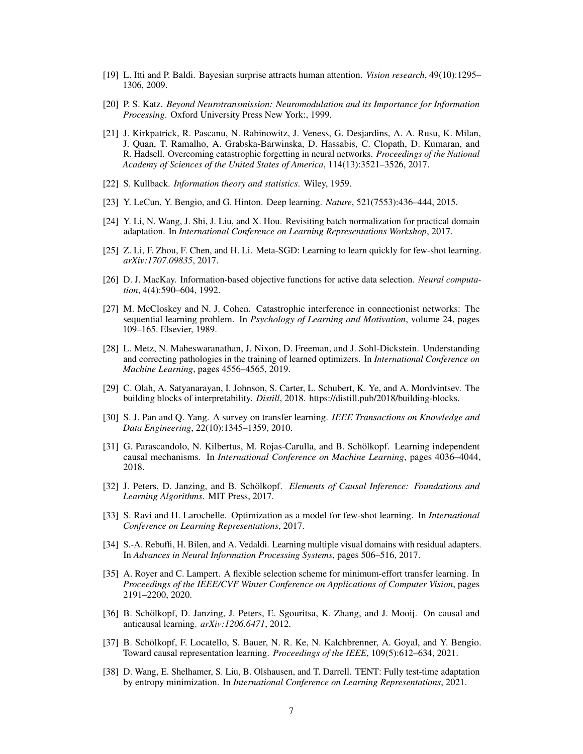[19] L. Itti and P. Baldi. Bayesian surprise attracts human attention. *Vision research*, 49(10):1295–1306, 2009.

[20] P. S. Katz. *Beyond Neurotransmission: Neuromodulation and its Importance for Information Processing*. Oxford University Press New York:, 1999.

[21] J. Kirkpatrick, R. Pascanu, N. Rabinowitz, J. Veness, G. Desjardins, A. A. Rusu, K. Milan, J. Quan, T. Ramalho, A. Grabska-Barwinska, D. Hassabis, C. Clopath, D. Kumaran, and R. Hadsell. Overcoming catastrophic forgetting in neural networks. *Proceedings of the National Academy of Sciences of the United States of America*, 114(13):3521–3526, 2017.

[22] S. Kullback. *Information theory and statistics*. Wiley, 1959.

[23] Y. LeCun, Y. Bengio, and G. Hinton. Deep learning. *Nature*, 521(7553):436–444, 2015.

[24] Y. Li, N. Wang, J. Shi, J. Liu, and X. Hou. Revisiting batch normalization for practical domain adaptation. In *International Conference on Learning Representations Workshop*, 2017.

[25] Z. Li, F. Zhou, F. Chen, and H. Li. Meta-SGD: Learning to learn quickly for few-shot learning. *arXiv:1707.09835*, 2017.

[26] D. J. MacKay. Information-based objective functions for active data selection. *Neural computation*, 4(4):590–604, 1992.

[27] M. McCloskey and N. J. Cohen. Catastrophic interference in connectionist networks: The sequential learning problem. In *Psychology of Learning and Motivation*, volume 24, pages 109–165. Elsevier, 1989.

[28] L. Metz, N. Maheswaranathan, J. Nixon, D. Freeman, and J. Sohl-Dickstein. Understanding and correcting pathologies in the training of learned optimizers. In *International Conference on Machine Learning*, pages 4556–4565, 2019.

[29] C. Olah, A. Satyanarayan, I. Johnson, S. Carter, L. Schubert, K. Ye, and A. Mordvintsev. The building blocks of interpretability. *Distill*, 2018. https://distill.pub/2018/building-blocks.

[30] S. J. Pan and Q. Yang. A survey on transfer learning. *IEEE Transactions on Knowledge and Data Engineering*, 22(10):1345–1359, 2010.

[31] G. Parascandolo, N. Kilbertus, M. Rojas-Carulla, and B. Schölkopf. Learning independent causal mechanisms. In *International Conference on Machine Learning*, pages 4036–4044, 2018.

[32] J. Peters, D. Janzing, and B. Schölkopf. *Elements of Causal Inference: Foundations and Learning Algorithms*. MIT Press, 2017.

[33] S. Ravi and H. Larochelle. Optimization as a model for few-shot learning. In *International Conference on Learning Representations*, 2017.

[34] S.-A. Rebuffi, H. Bilen, and A. Vedaldi. Learning multiple visual domains with residual adapters. In *Advances in Neural Information Processing Systems*, pages 506–516, 2017.

[35] A. Royer and C. Lampert. A flexible selection scheme for minimum-effort transfer learning. In *Proceedings of the IEEE/CVF Winter Conference on Applications of Computer Vision*, pages 2191–2200, 2020.

[36] B. Schölkopf, D. Janzing, J. Peters, E. Sgouritsa, K. Zhang, and J. Mooij. On causal and anticausal learning. *arXiv:1206.6471*, 2012.

[37] B. Schölkopf, F. Locatello, S. Bauer, N. R. Ke, N. Kalchbrenner, A. Goyal, and Y. Bengio. Toward causal representation learning. *Proceedings of the IEEE*, 109(5):612–634, 2021.

[38] D. Wang, E. Shelhamer, S. Liu, B. Olshausen, and T. Darrell. TENT: Fully test-time adaptation by entropy minimization. In *International Conference on Learning Representations*, 2021.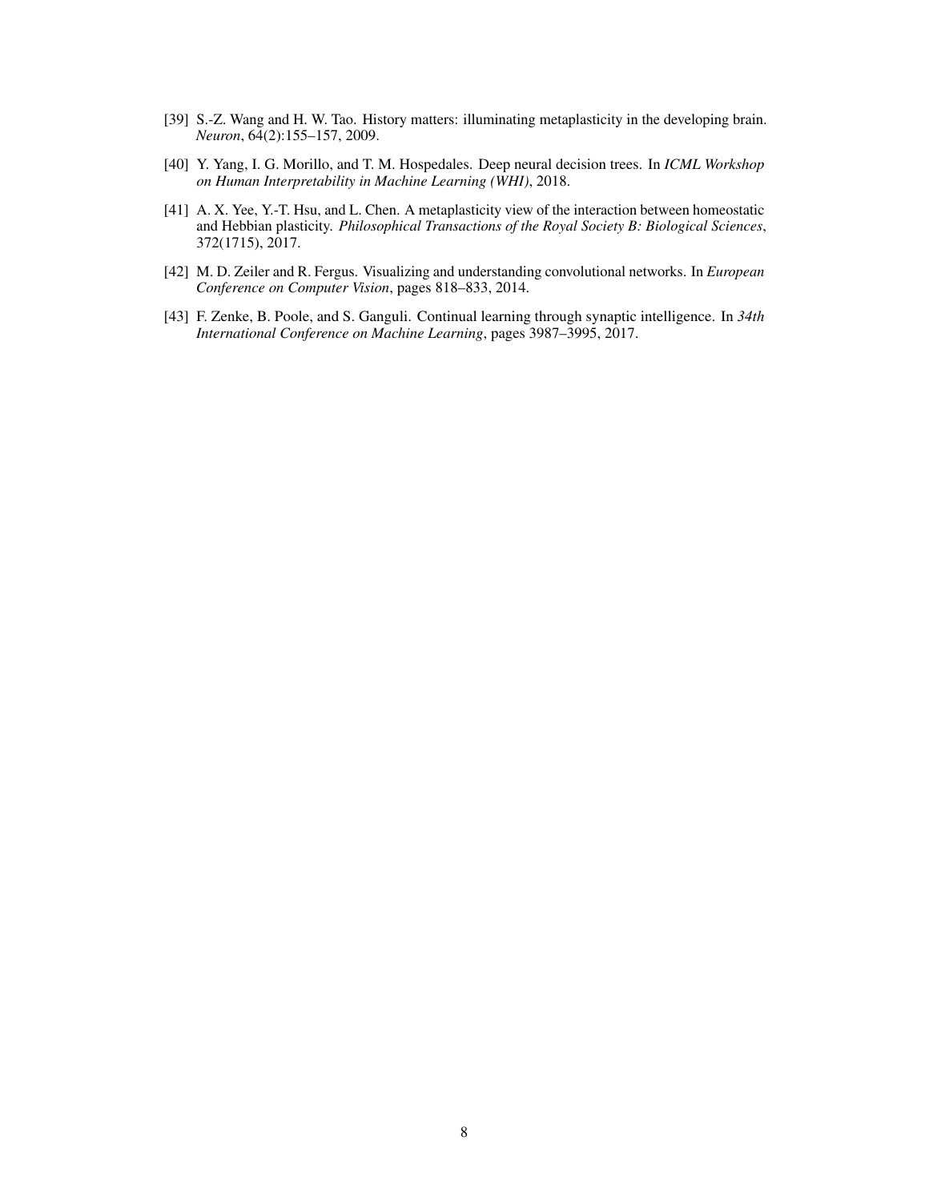[39] S.-Z. Wang and H. W. Tao. History matters: illuminating metaplasticity in the developing brain. *Neuron*, 64(2):155–157, 2009.

[40] Y. Yang, I. G. Morillo, and T. M. Hospedales. Deep neural decision trees. In *ICML Workshop on Human Interpretability in Machine Learning (WHI)*, 2018.

[41] A. X. Yee, Y.-T. Hsu, and L. Chen. A metaplasticity view of the interaction between homeostatic and Hebbian plasticity. *Philosophical Transactions of the Royal Society B: Biological Sciences*, 372(1715), 2017.

[42] M. D. Zeiler and R. Fergus. Visualizing and understanding convolutional networks. In *European Conference on Computer Vision*, pages 818–833, 2014.

[43] F. Zenke, B. Poole, and S. Ganguli. Continual learning through synaptic intelligence. In *34th International Conference on Machine Learning*, pages 3987–3995, 2017.